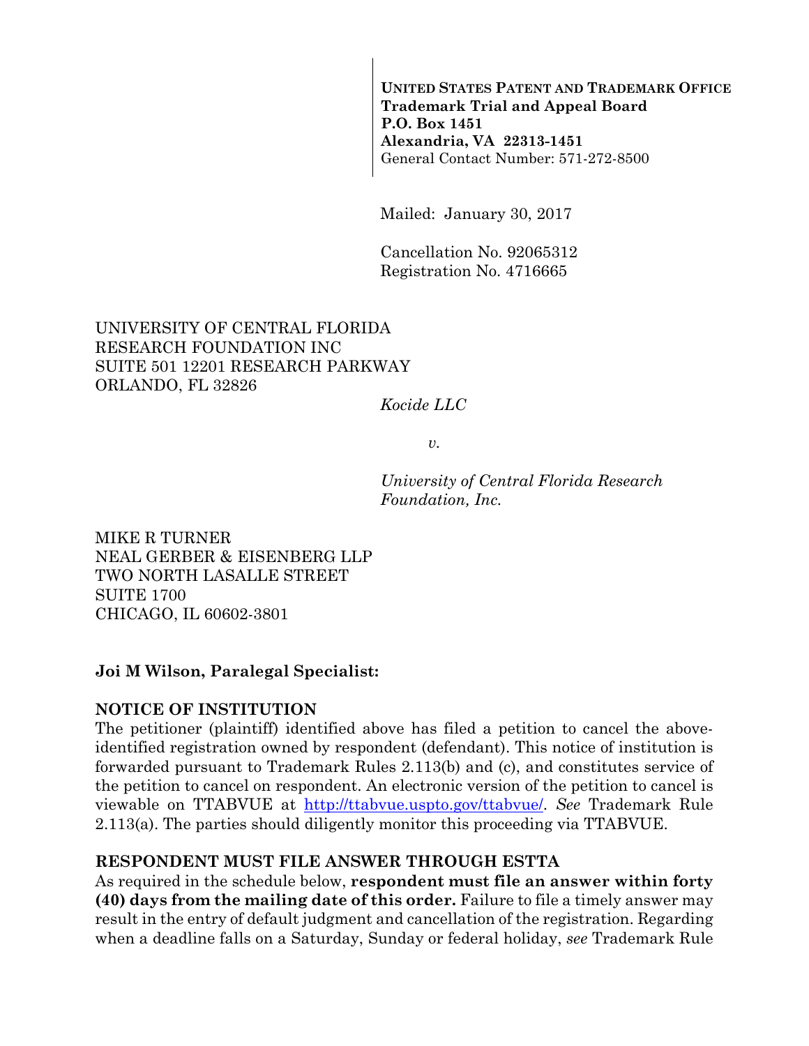**UNITED STATES PATENT AND TRADEMARK OFFICE**
**Trademark Trial and Appeal Board**
**P.O. Box 1451**
**Alexandria, VA 22313-1451**
General Contact Number: 571-272-8500

Mailed: January 30, 2017

Cancellation No. 92065312
Registration No. 4716665

UNIVERSITY OF CENTRAL FLORIDA
RESEARCH FOUNDATION INC
SUITE 501 12201 RESEARCH PARKWAY
ORLANDO, FL 32826

*Kocide LLC*

*v.*

*University of Central Florida Research Foundation, Inc.*

MIKE R TURNER
NEAL GERBER & EISENBERG LLP
TWO NORTH LASALLE STREET
SUITE 1700
CHICAGO, IL 60602-3801

**Joi M Wilson, Paralegal Specialist:**

**NOTICE OF INSTITUTION**

The petitioner (plaintiff) identified above has filed a petition to cancel the above-identified registration owned by respondent (defendant). This notice of institution is forwarded pursuant to Trademark Rules 2.113(b) and (c), and constitutes service of the petition to cancel on respondent. An electronic version of the petition to cancel is viewable on TTABVUE at http://ttabvue.uspto.gov/ttabvue/. *See* Trademark Rule 2.113(a). The parties should diligently monitor this proceeding via TTABVUE.

**RESPONDENT MUST FILE ANSWER THROUGH ESTTA**

As required in the schedule below, **respondent must file an answer within forty (40) days from the mailing date of this order.** Failure to file a timely answer may result in the entry of default judgment and cancellation of the registration. Regarding when a deadline falls on a Saturday, Sunday or federal holiday, *see* Trademark Rule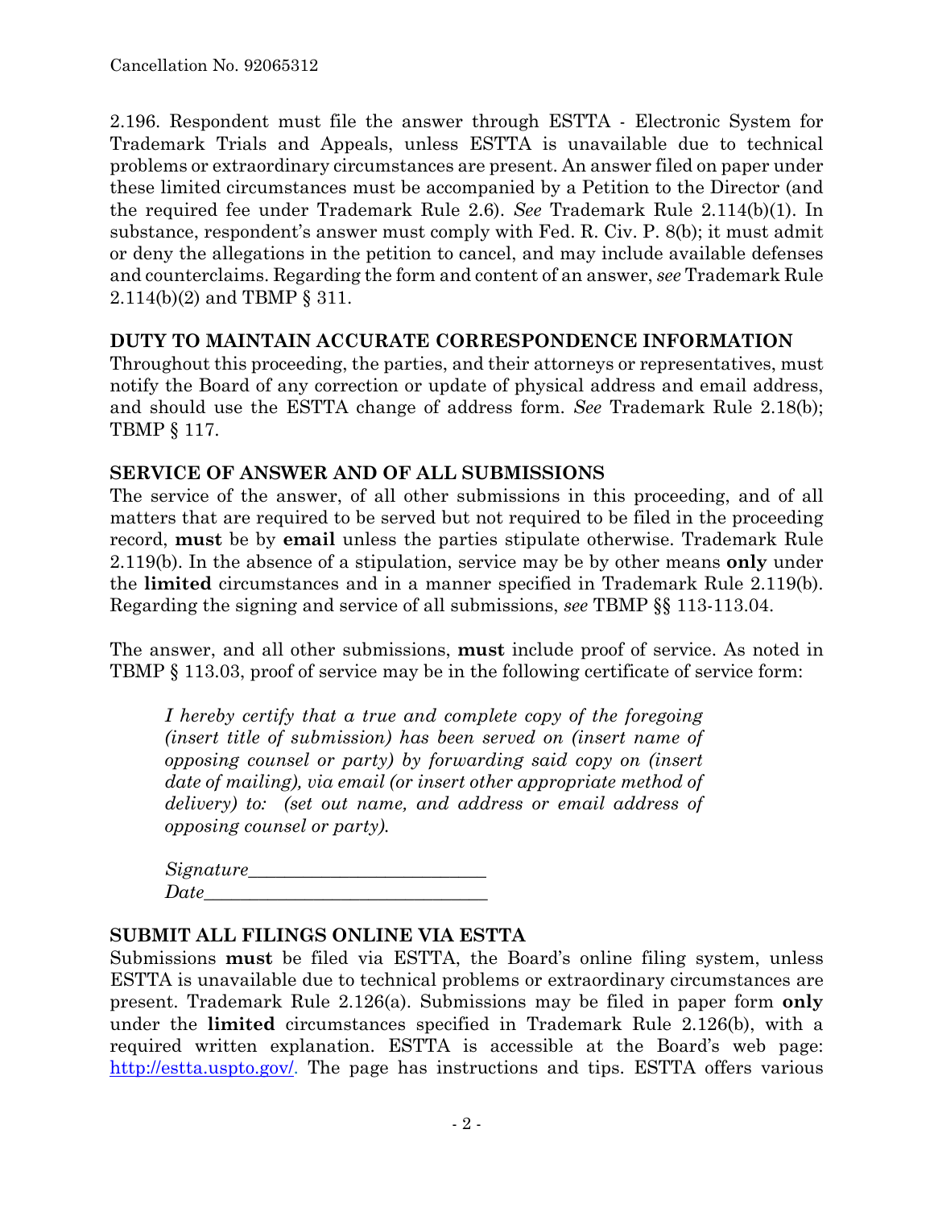2.196. Respondent must file the answer through ESTTA - Electronic System for Trademark Trials and Appeals, unless ESTTA is unavailable due to technical problems or extraordinary circumstances are present. An answer filed on paper under these limited circumstances must be accompanied by a Petition to the Director (and the required fee under Trademark Rule 2.6). *See* Trademark Rule 2.114(b)(1). In substance, respondent's answer must comply with Fed. R. Civ. P. 8(b); it must admit or deny the allegations in the petition to cancel, and may include available defenses and counterclaims. Regarding the form and content of an answer, *see* Trademark Rule 2.114(b)(2) and TBMP § 311.

## DUTY TO MAINTAIN ACCURATE CORRESPONDENCE INFORMATION

Throughout this proceeding, the parties, and their attorneys or representatives, must notify the Board of any correction or update of physical address and email address, and should use the ESTTA change of address form. *See* Trademark Rule 2.18(b); TBMP § 117.

## SERVICE OF ANSWER AND OF ALL SUBMISSIONS

The service of the answer, of all other submissions in this proceeding, and of all matters that are required to be served but not required to be filed in the proceeding record, **must** be by **email** unless the parties stipulate otherwise. Trademark Rule 2.119(b). In the absence of a stipulation, service may be by other means **only** under the **limited** circumstances and in a manner specified in Trademark Rule 2.119(b). Regarding the signing and service of all submissions, *see* TBMP §§ 113-113.04.

The answer, and all other submissions, **must** include proof of service. As noted in TBMP § 113.03, proof of service may be in the following certificate of service form:

> *I hereby certify that a true and complete copy of the foregoing (insert title of submission) has been served on (insert name of opposing counsel or party) by forwarding said copy on (insert date of mailing), via email (or insert other appropriate method of delivery) to: (set out name, and address or email address of opposing counsel or party).*
>
> *Signature*\_\_\_\_\_\_\_\_\_\_\_\_\_\_\_\_\_\_\_\_\_\_\_\_\_\_
> *Date*\_\_\_\_\_\_\_\_\_\_\_\_\_\_\_\_\_\_\_\_\_\_\_\_\_\_\_\_\_\_\_

## SUBMIT ALL FILINGS ONLINE VIA ESTTA

Submissions **must** be filed via ESTTA, the Board's online filing system, unless ESTTA is unavailable due to technical problems or extraordinary circumstances are present. Trademark Rule 2.126(a). Submissions may be filed in paper form **only** under the **limited** circumstances specified in Trademark Rule 2.126(b), with a required written explanation. ESTTA is accessible at the Board's web page: http://estta.uspto.gov/. The page has instructions and tips. ESTTA offers various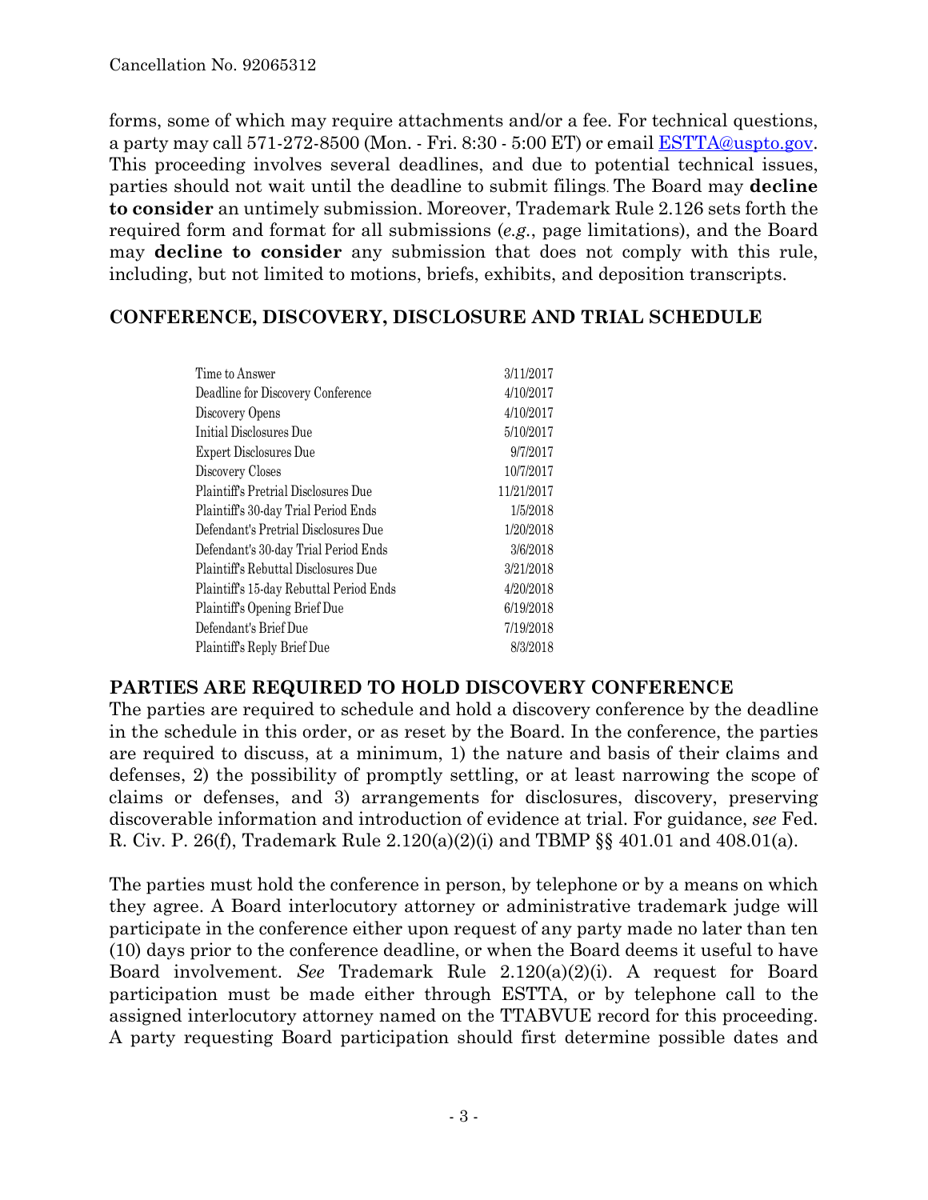forms, some of which may require attachments and/or a fee. For technical questions, a party may call 571-272-8500 (Mon. - Fri. 8:30 - 5:00 ET) or email ESTTA@uspto.gov. This proceeding involves several deadlines, and due to potential technical issues, parties should not wait until the deadline to submit filings. The Board may **decline to consider** an untimely submission. Moreover, Trademark Rule 2.126 sets forth the required form and format for all submissions (*e.g.*, page limitations), and the Board may **decline to consider** any submission that does not comply with this rule, including, but not limited to motions, briefs, exhibits, and deposition transcripts.

## CONFERENCE, DISCOVERY, DISCLOSURE AND TRIAL SCHEDULE

| | |
|---|---|
| Time to Answer | 3/11/2017 |
| Deadline for Discovery Conference | 4/10/2017 |
| Discovery Opens | 4/10/2017 |
| Initial Disclosures Due | 5/10/2017 |
| Expert Disclosures Due | 9/7/2017 |
| Discovery Closes | 10/7/2017 |
| Plaintiff's Pretrial Disclosures Due | 11/21/2017 |
| Plaintiff's 30-day Trial Period Ends | 1/5/2018 |
| Defendant's Pretrial Disclosures Due | 1/20/2018 |
| Defendant's 30-day Trial Period Ends | 3/6/2018 |
| Plaintiff's Rebuttal Disclosures Due | 3/21/2018 |
| Plaintiff's 15-day Rebuttal Period Ends | 4/20/2018 |
| Plaintiff's Opening Brief Due | 6/19/2018 |
| Defendant's Brief Due | 7/19/2018 |
| Plaintiff's Reply Brief Due | 8/3/2018 |

## PARTIES ARE REQUIRED TO HOLD DISCOVERY CONFERENCE

The parties are required to schedule and hold a discovery conference by the deadline in the schedule in this order, or as reset by the Board. In the conference, the parties are required to discuss, at a minimum, 1) the nature and basis of their claims and defenses, 2) the possibility of promptly settling, or at least narrowing the scope of claims or defenses, and 3) arrangements for disclosures, discovery, preserving discoverable information and introduction of evidence at trial. For guidance, *see* Fed. R. Civ. P. 26(f), Trademark Rule 2.120(a)(2)(i) and TBMP §§ 401.01 and 408.01(a).

The parties must hold the conference in person, by telephone or by a means on which they agree. A Board interlocutory attorney or administrative trademark judge will participate in the conference either upon request of any party made no later than ten (10) days prior to the conference deadline, or when the Board deems it useful to have Board involvement. *See* Trademark Rule 2.120(a)(2)(i). A request for Board participation must be made either through ESTTA, or by telephone call to the assigned interlocutory attorney named on the TTABVUE record for this proceeding. A party requesting Board participation should first determine possible dates and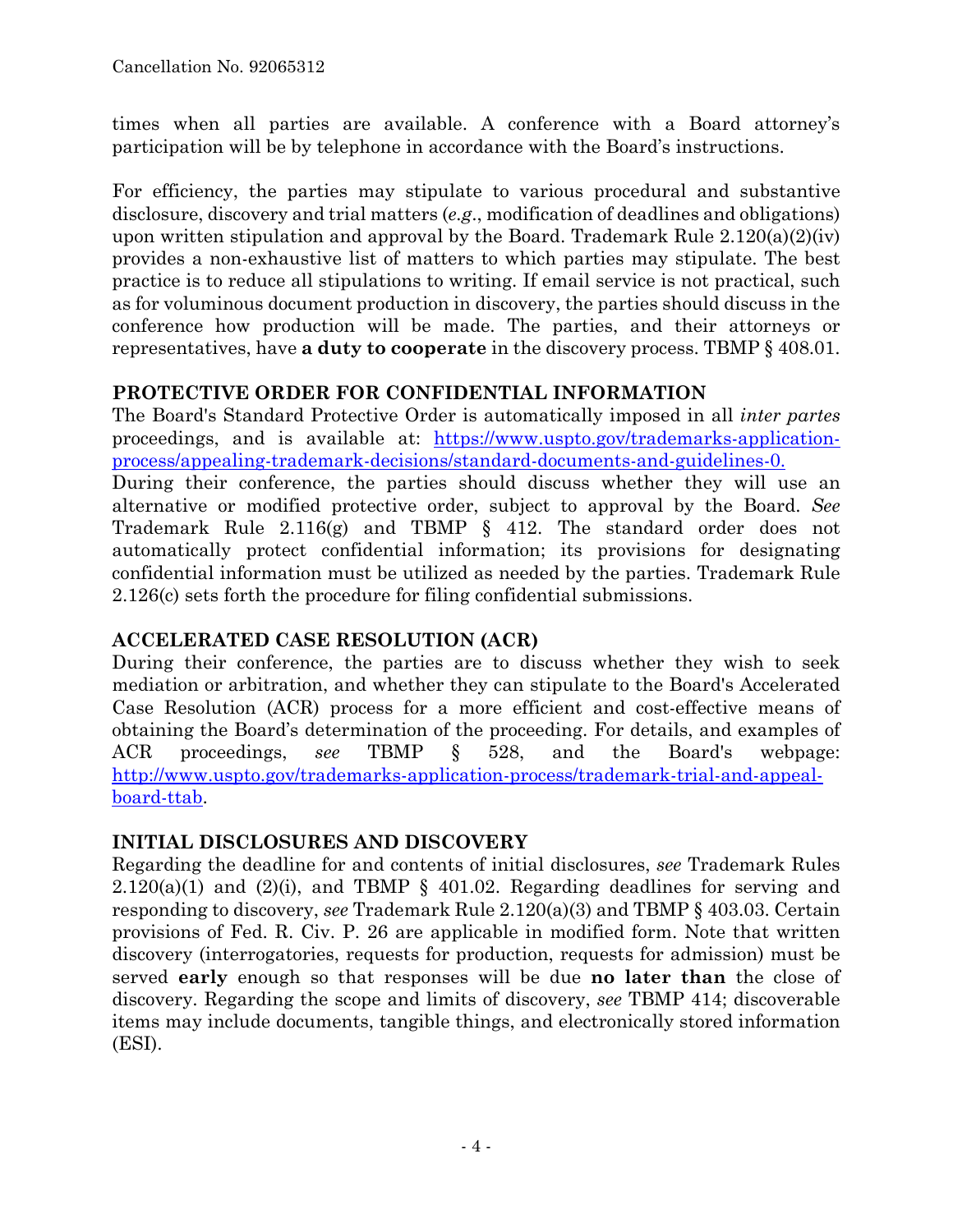times when all parties are available. A conference with a Board attorney's participation will be by telephone in accordance with the Board's instructions.

For efficiency, the parties may stipulate to various procedural and substantive disclosure, discovery and trial matters (*e.g*., modification of deadlines and obligations) upon written stipulation and approval by the Board. Trademark Rule 2.120(a)(2)(iv) provides a non-exhaustive list of matters to which parties may stipulate. The best practice is to reduce all stipulations to writing. If email service is not practical, such as for voluminous document production in discovery, the parties should discuss in the conference how production will be made. The parties, and their attorneys or representatives, have **a duty to cooperate** in the discovery process. TBMP § 408.01.

## PROTECTIVE ORDER FOR CONFIDENTIAL INFORMATION

The Board's Standard Protective Order is automatically imposed in all *inter partes* proceedings, and is available at: [https://www.uspto.gov/trademarks-application-process/appealing-trademark-decisions/standard-documents-and-guidelines-0.](https://www.uspto.gov/trademarks-application-process/appealing-trademark-decisions/standard-documents-and-guidelines-0)

During their conference, the parties should discuss whether they will use an alternative or modified protective order, subject to approval by the Board. *See* Trademark Rule 2.116(g) and TBMP § 412. The standard order does not automatically protect confidential information; its provisions for designating confidential information must be utilized as needed by the parties. Trademark Rule 2.126(c) sets forth the procedure for filing confidential submissions.

## ACCELERATED CASE RESOLUTION (ACR)

During their conference, the parties are to discuss whether they wish to seek mediation or arbitration, and whether they can stipulate to the Board's Accelerated Case Resolution (ACR) process for a more efficient and cost-effective means of obtaining the Board's determination of the proceeding. For details, and examples of ACR proceedings, *see* TBMP § 528, and the Board's webpage: [http://www.uspto.gov/trademarks-application-process/trademark-trial-and-appeal-board-ttab](http://www.uspto.gov/trademarks-application-process/trademark-trial-and-appeal-board-ttab).

## INITIAL DISCLOSURES AND DISCOVERY

Regarding the deadline for and contents of initial disclosures, *see* Trademark Rules 2.120(a)(1) and (2)(i), and TBMP § 401.02. Regarding deadlines for serving and responding to discovery, *see* Trademark Rule 2.120(a)(3) and TBMP § 403.03. Certain provisions of Fed. R. Civ. P. 26 are applicable in modified form. Note that written discovery (interrogatories, requests for production, requests for admission) must be served **early** enough so that responses will be due **no later than** the close of discovery. Regarding the scope and limits of discovery, *see* TBMP 414; discoverable items may include documents, tangible things, and electronically stored information (ESI).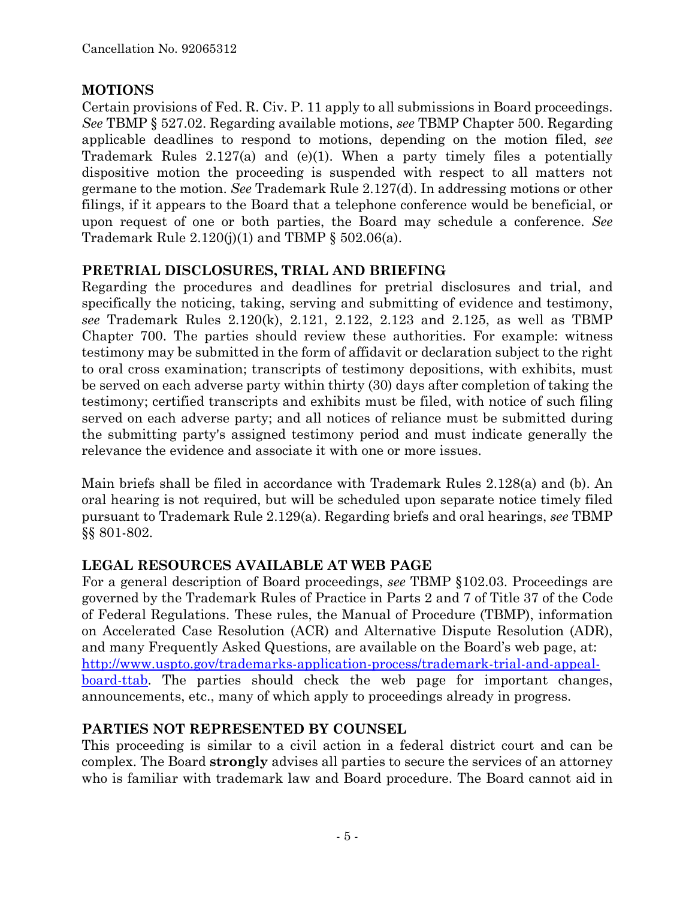## MOTIONS

Certain provisions of Fed. R. Civ. P. 11 apply to all submissions in Board proceedings. *See* TBMP § 527.02. Regarding available motions, *see* TBMP Chapter 500. Regarding applicable deadlines to respond to motions, depending on the motion filed, *see* Trademark Rules 2.127(a) and (e)(1). When a party timely files a potentially dispositive motion the proceeding is suspended with respect to all matters not germane to the motion. *See* Trademark Rule 2.127(d). In addressing motions or other filings, if it appears to the Board that a telephone conference would be beneficial, or upon request of one or both parties, the Board may schedule a conference. *See* Trademark Rule 2.120(j)(1) and TBMP § 502.06(a).

## PRETRIAL DISCLOSURES, TRIAL AND BRIEFING

Regarding the procedures and deadlines for pretrial disclosures and trial, and specifically the noticing, taking, serving and submitting of evidence and testimony, *see* Trademark Rules 2.120(k), 2.121, 2.122, 2.123 and 2.125, as well as TBMP Chapter 700. The parties should review these authorities. For example: witness testimony may be submitted in the form of affidavit or declaration subject to the right to oral cross examination; transcripts of testimony depositions, with exhibits, must be served on each adverse party within thirty (30) days after completion of taking the testimony; certified transcripts and exhibits must be filed, with notice of such filing served on each adverse party; and all notices of reliance must be submitted during the submitting party's assigned testimony period and must indicate generally the relevance the evidence and associate it with one or more issues.

Main briefs shall be filed in accordance with Trademark Rules 2.128(a) and (b). An oral hearing is not required, but will be scheduled upon separate notice timely filed pursuant to Trademark Rule 2.129(a). Regarding briefs and oral hearings, *see* TBMP §§ 801-802.

## LEGAL RESOURCES AVAILABLE AT WEB PAGE

For a general description of Board proceedings, *see* TBMP §102.03. Proceedings are governed by the Trademark Rules of Practice in Parts 2 and 7 of Title 37 of the Code of Federal Regulations. These rules, the Manual of Procedure (TBMP), information on Accelerated Case Resolution (ACR) and Alternative Dispute Resolution (ADR), and many Frequently Asked Questions, are available on the Board's web page, at: [http://www.uspto.gov/trademarks-application-process/trademark-trial-and-appeal-board-ttab](http://www.uspto.gov/trademarks-application-process/trademark-trial-and-appeal-board-ttab). The parties should check the web page for important changes, announcements, etc., many of which apply to proceedings already in progress.

## PARTIES NOT REPRESENTED BY COUNSEL

This proceeding is similar to a civil action in a federal district court and can be complex. The Board **strongly** advises all parties to secure the services of an attorney who is familiar with trademark law and Board procedure. The Board cannot aid in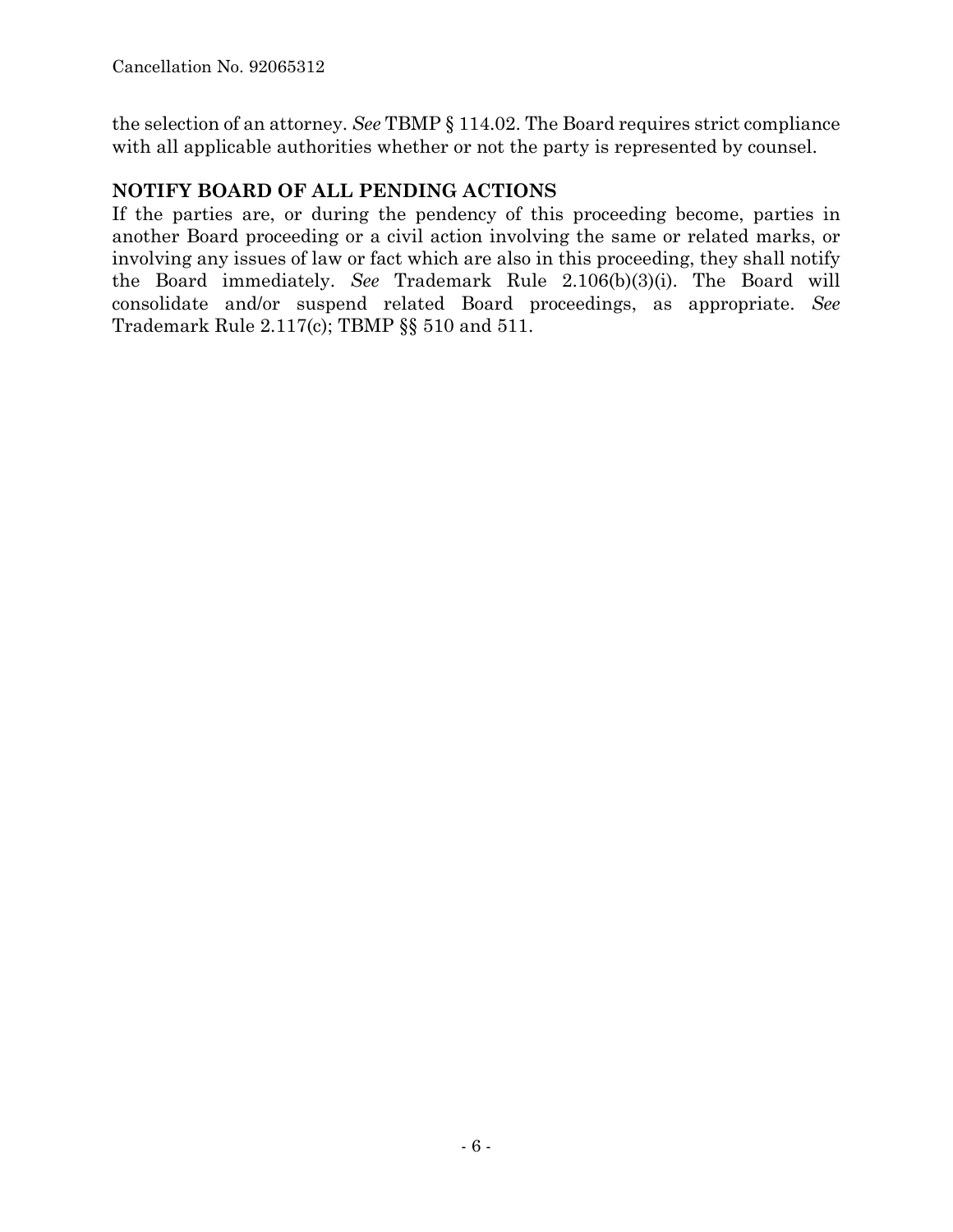the selection of an attorney. *See* TBMP § 114.02. The Board requires strict compliance with all applicable authorities whether or not the party is represented by counsel.

**NOTIFY BOARD OF ALL PENDING ACTIONS**

If the parties are, or during the pendency of this proceeding become, parties in another Board proceeding or a civil action involving the same or related marks, or involving any issues of law or fact which are also in this proceeding, they shall notify the Board immediately. *See* Trademark Rule 2.106(b)(3)(i). The Board will consolidate and/or suspend related Board proceedings, as appropriate. *See* Trademark Rule 2.117(c); TBMP §§ 510 and 511.